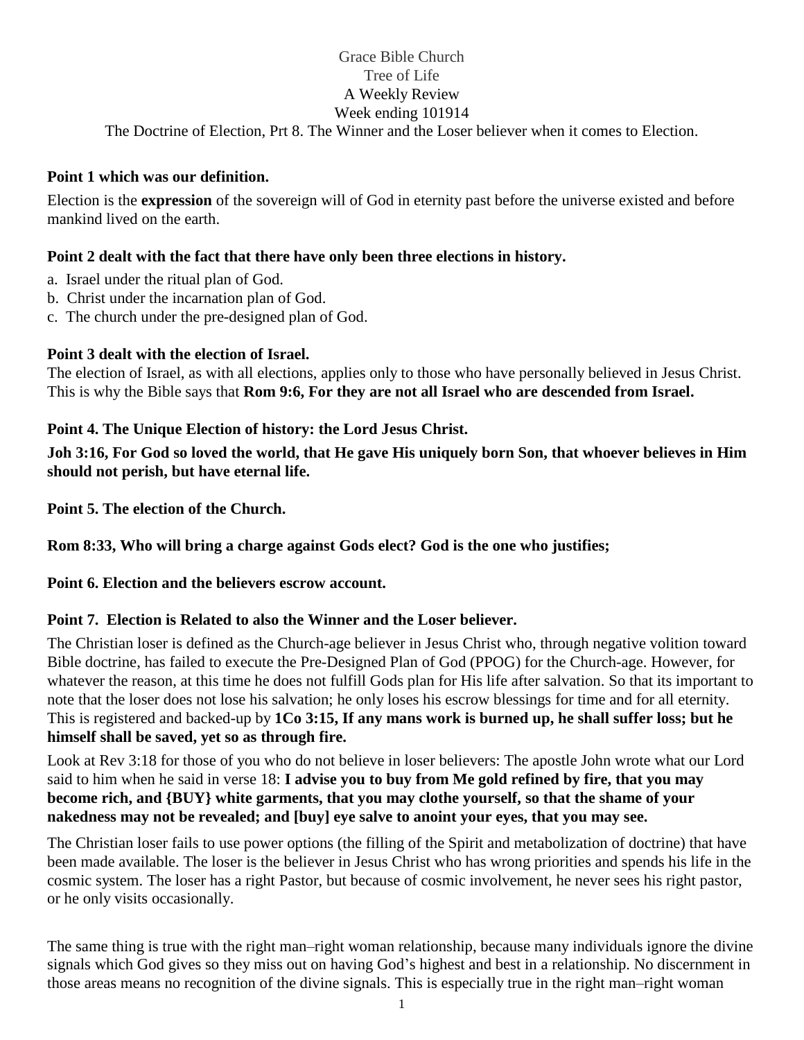Grace Bible Church
Tree of Life
A Weekly Review
Week ending 101914
The Doctrine of Election, Prt 8. The Winner and the Loser believer when it comes to Election.

**Point 1 which was our definition.**

Election is the **expression** of the sovereign will of God in eternity past before the universe existed and before mankind lived on the earth.

**Point 2 dealt with the fact that there have only been three elections in history.**

a. Israel under the ritual plan of God.
b. Christ under the incarnation plan of God.
c. The church under the pre-designed plan of God.

**Point 3 dealt with the election of Israel.**
The election of Israel, as with all elections, applies only to those who have personally believed in Jesus Christ. This is why the Bible says that **Rom 9:6, For they are not all Israel who are descended from Israel.**

**Point 4. The Unique Election of history: the Lord Jesus Christ.**

**Joh 3:16, For God so loved the world, that He gave His uniquely born Son, that whoever believes in Him should not perish, but have eternal life.**

**Point 5. The election of the Church.**

**Rom 8:33, Who will bring a charge against Gods elect? God is the one who justifies;**

**Point 6. Election and the believers escrow account.**

**Point 7. Election is Related to also the Winner and the Loser believer.**

The Christian loser is defined as the Church-age believer in Jesus Christ who, through negative volition toward Bible doctrine, has failed to execute the Pre-Designed Plan of God (PPOG) for the Church-age. However, for whatever the reason, at this time he does not fulfill Gods plan for His life after salvation. So that its important to note that the loser does not lose his salvation; he only loses his escrow blessings for time and for all eternity. This is registered and backed-up by **1Co 3:15, If any mans work is burned up, he shall suffer loss; but he himself shall be saved, yet so as through fire.**

Look at Rev 3:18 for those of you who do not believe in loser believers: The apostle John wrote what our Lord said to him when he said in verse 18: **I advise you to buy from Me gold refined by fire, that you may become rich, and {BUY} white garments, that you may clothe yourself, so that the shame of your nakedness may not be revealed; and [buy] eye salve to anoint your eyes, that you may see.**

The Christian loser fails to use power options (the filling of the Spirit and metabolization of doctrine) that have been made available. The loser is the believer in Jesus Christ who has wrong priorities and spends his life in the cosmic system. The loser has a right Pastor, but because of cosmic involvement, he never sees his right pastor, or he only visits occasionally.

The same thing is true with the right man–right woman relationship, because many individuals ignore the divine signals which God gives so they miss out on having God's highest and best in a relationship. No discernment in those areas means no recognition of the divine signals. This is especially true in the right man–right woman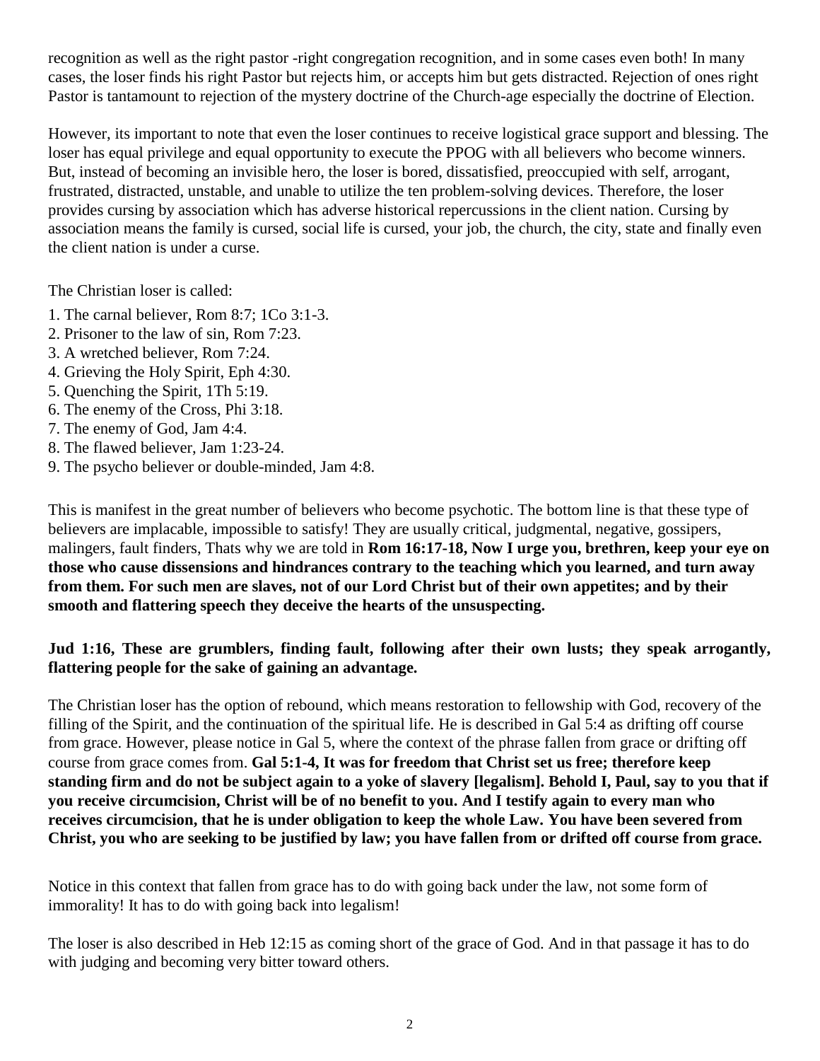recognition as well as the right pastor -right congregation recognition, and in some cases even both! In many cases, the loser finds his right Pastor but rejects him, or accepts him but gets distracted. Rejection of ones right Pastor is tantamount to rejection of the mystery doctrine of the Church-age especially the doctrine of Election.

However, its important to note that even the loser continues to receive logistical grace support and blessing. The loser has equal privilege and equal opportunity to execute the PPOG with all believers who become winners. But, instead of becoming an invisible hero, the loser is bored, dissatisfied, preoccupied with self, arrogant, frustrated, distracted, unstable, and unable to utilize the ten problem-solving devices. Therefore, the loser provides cursing by association which has adverse historical repercussions in the client nation. Cursing by association means the family is cursed, social life is cursed, your job, the church, the city, state and finally even the client nation is under a curse.

The Christian loser is called:

1. The carnal believer, Rom 8:7; 1Co 3:1-3.
2. Prisoner to the law of sin, Rom 7:23.
3. A wretched believer, Rom 7:24.
4. Grieving the Holy Spirit, Eph 4:30.
5. Quenching the Spirit, 1Th 5:19.
6. The enemy of the Cross, Phi 3:18.
7. The enemy of God, Jam 4:4.
8. The flawed believer, Jam 1:23-24.
9. The psycho believer or double-minded, Jam 4:8.

This is manifest in the great number of believers who become psychotic. The bottom line is that these type of believers are implacable, impossible to satisfy! They are usually critical, judgmental, negative, gossipers, malingers, fault finders, Thats why we are told in **Rom 16:17-18, Now I urge you, brethren, keep your eye on those who cause dissensions and hindrances contrary to the teaching which you learned, and turn away from them. For such men are slaves, not of our Lord Christ but of their own appetites; and by their smooth and flattering speech they deceive the hearts of the unsuspecting.**

**Jud 1:16, These are grumblers, finding fault, following after their own lusts; they speak arrogantly, flattering people for the sake of gaining an advantage.**

The Christian loser has the option of rebound, which means restoration to fellowship with God, recovery of the filling of the Spirit, and the continuation of the spiritual life. He is described in Gal 5:4 as drifting off course from grace. However, please notice in Gal 5, where the context of the phrase fallen from grace or drifting off course from grace comes from. **Gal 5:1-4, It was for freedom that Christ set us free; therefore keep standing firm and do not be subject again to a yoke of slavery [legalism]. Behold I, Paul, say to you that if you receive circumcision, Christ will be of no benefit to you. And I testify again to every man who receives circumcision, that he is under obligation to keep the whole Law. You have been severed from Christ, you who are seeking to be justified by law; you have fallen from or drifted off course from grace.**

Notice in this context that fallen from grace has to do with going back under the law, not some form of immorality! It has to do with going back into legalism!

The loser is also described in Heb 12:15 as coming short of the grace of God. And in that passage it has to do with judging and becoming very bitter toward others.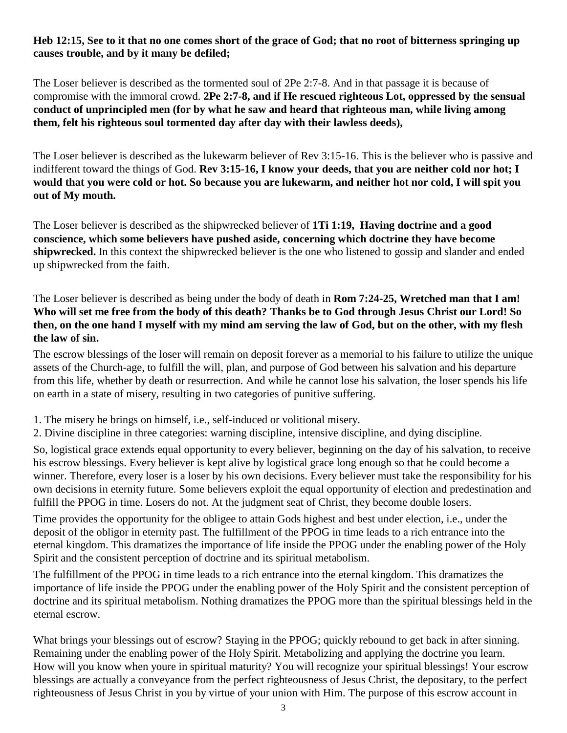**Heb 12:15, See to it that no one comes short of the grace of God; that no root of bitterness springing up causes trouble, and by it many be defiled;**

The Loser believer is described as the tormented soul of 2Pe 2:7-8. And in that passage it is because of compromise with the immoral crowd. **2Pe 2:7-8, and if He rescued righteous Lot, oppressed by the sensual conduct of unprincipled men (for by what he saw and heard that righteous man, while living among them, felt his righteous soul tormented day after day with their lawless deeds),**

The Loser believer is described as the lukewarm believer of Rev 3:15-16. This is the believer who is passive and indifferent toward the things of God. **Rev 3:15-16, I know your deeds, that you are neither cold nor hot; I would that you were cold or hot. So because you are lukewarm, and neither hot nor cold, I will spit you out of My mouth.**

The Loser believer is described as the shipwrecked believer of **1Ti 1:19, Having doctrine and a good conscience, which some believers have pushed aside, concerning which doctrine they have become shipwrecked.** In this context the shipwrecked believer is the one who listened to gossip and slander and ended up shipwrecked from the faith.

The Loser believer is described as being under the body of death in **Rom 7:24-25, Wretched man that I am! Who will set me free from the body of this death? Thanks be to God through Jesus Christ our Lord! So then, on the one hand I myself with my mind am serving the law of God, but on the other, with my flesh the law of sin.**

The escrow blessings of the loser will remain on deposit forever as a memorial to his failure to utilize the unique assets of the Church-age, to fulfill the will, plan, and purpose of God between his salvation and his departure from this life, whether by death or resurrection. And while he cannot lose his salvation, the loser spends his life on earth in a state of misery, resulting in two categories of punitive suffering.

1. The misery he brings on himself, i.e., self-induced or volitional misery.
2. Divine discipline in three categories: warning discipline, intensive discipline, and dying discipline.

So, logistical grace extends equal opportunity to every believer, beginning on the day of his salvation, to receive his escrow blessings. Every believer is kept alive by logistical grace long enough so that he could become a winner. Therefore, every loser is a loser by his own decisions. Every believer must take the responsibility for his own decisions in eternity future. Some believers exploit the equal opportunity of election and predestination and fulfill the PPOG in time. Losers do not. At the judgment seat of Christ, they become double losers.

Time provides the opportunity for the obligee to attain Gods highest and best under election, i.e., under the deposit of the obligor in eternity past. The fulfillment of the PPOG in time leads to a rich entrance into the eternal kingdom. This dramatizes the importance of life inside the PPOG under the enabling power of the Holy Spirit and the consistent perception of doctrine and its spiritual metabolism.

The fulfillment of the PPOG in time leads to a rich entrance into the eternal kingdom. This dramatizes the importance of life inside the PPOG under the enabling power of the Holy Spirit and the consistent perception of doctrine and its spiritual metabolism. Nothing dramatizes the PPOG more than the spiritual blessings held in the eternal escrow.

What brings your blessings out of escrow? Staying in the PPOG; quickly rebound to get back in after sinning. Remaining under the enabling power of the Holy Spirit. Metabolizing and applying the doctrine you learn. How will you know when youre in spiritual maturity? You will recognize your spiritual blessings! Your escrow blessings are actually a conveyance from the perfect righteousness of Jesus Christ, the depositary, to the perfect righteousness of Jesus Christ in you by virtue of your union with Him. The purpose of this escrow account in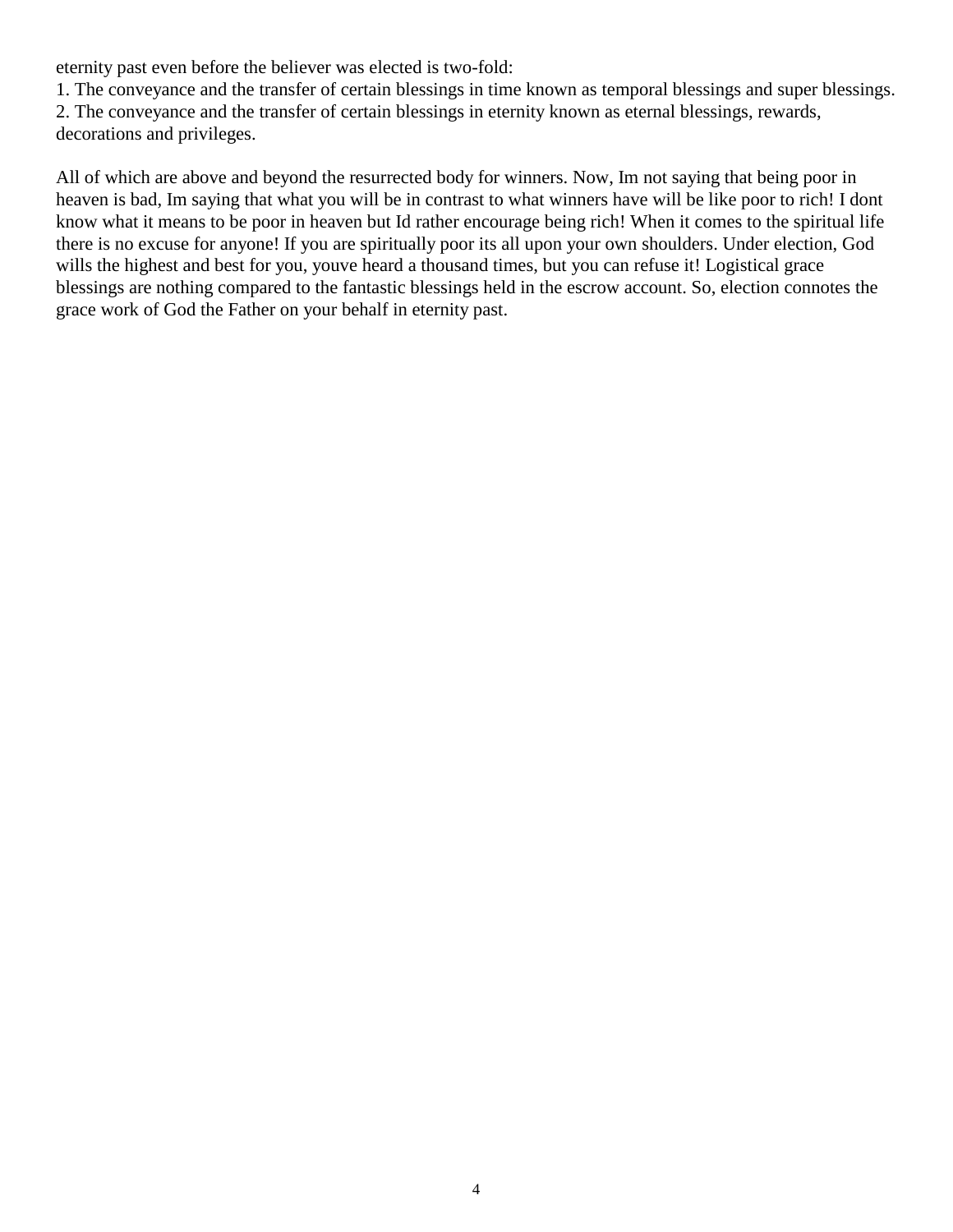eternity past even before the believer was elected is two-fold:

1. The conveyance and the transfer of certain blessings in time known as temporal blessings and super blessings.
2. The conveyance and the transfer of certain blessings in eternity known as eternal blessings, rewards, decorations and privileges.

All of which are above and beyond the resurrected body for winners. Now, Im not saying that being poor in heaven is bad, Im saying that what you will be in contrast to what winners have will be like poor to rich! I dont know what it means to be poor in heaven but Id rather encourage being rich! When it comes to the spiritual life there is no excuse for anyone! If you are spiritually poor its all upon your own shoulders. Under election, God wills the highest and best for you, youve heard a thousand times, but you can refuse it! Logistical grace blessings are nothing compared to the fantastic blessings held in the escrow account. So, election connotes the grace work of God the Father on your behalf in eternity past.